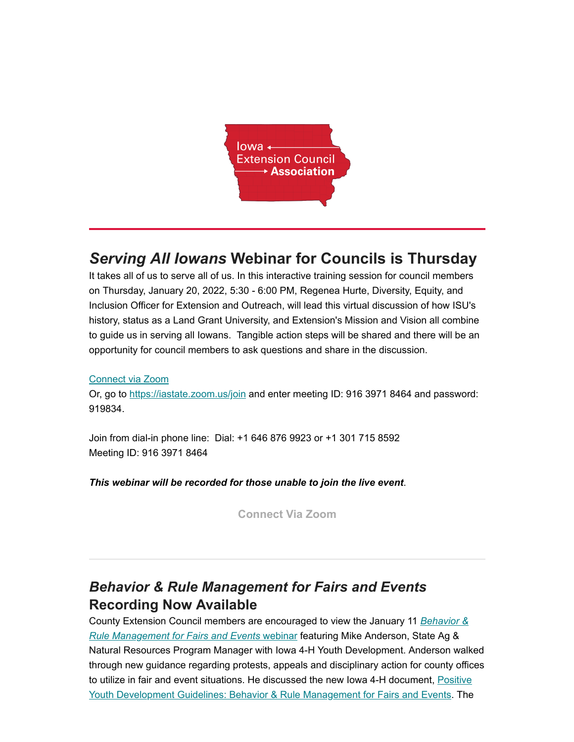Iowa Extension Council Association

## *Serving All Iowans* Webinar for Councils is Thursday

It takes all of us to serve all of us. In this interactive training session for council members on Thursday, January 20, 2022, 5:30 - 6:00 PM, Regenea Hurte, Diversity, Equity, and Inclusion Officer for Extension and Outreach, will lead this virtual discussion of how ISU's history, status as a Land Grant University, and Extension's Mission and Vision all combine to guide us in serving all Iowans.  Tangible action steps will be shared and there will be an opportunity for council members to ask questions and share in the discussion.

Connect via Zoom
Or, go to https://iastate.zoom.us/join and enter meeting ID: 916 3971 8464 and password: 919834.

Join from dial-in phone line:  Dial: +1 646 876 9923 or +1 301 715 8592
Meeting ID: 916 3971 8464

***This webinar will be recorded for those unable to join the live event***.

**Connect Via Zoom**

---

## *Behavior & Rule Management for Fairs and Events* Recording Now Available

County Extension Council members are encouraged to view the January 11 *Behavior & Rule Management for Fairs and Events* webinar featuring Mike Anderson, State Ag & Natural Resources Program Manager with Iowa 4-H Youth Development. Anderson walked through new guidance regarding protests, appeals and disciplinary action for county offices to utilize in fair and event situations. He discussed the new Iowa 4-H document, Positive Youth Development Guidelines: Behavior & Rule Management for Fairs and Events. The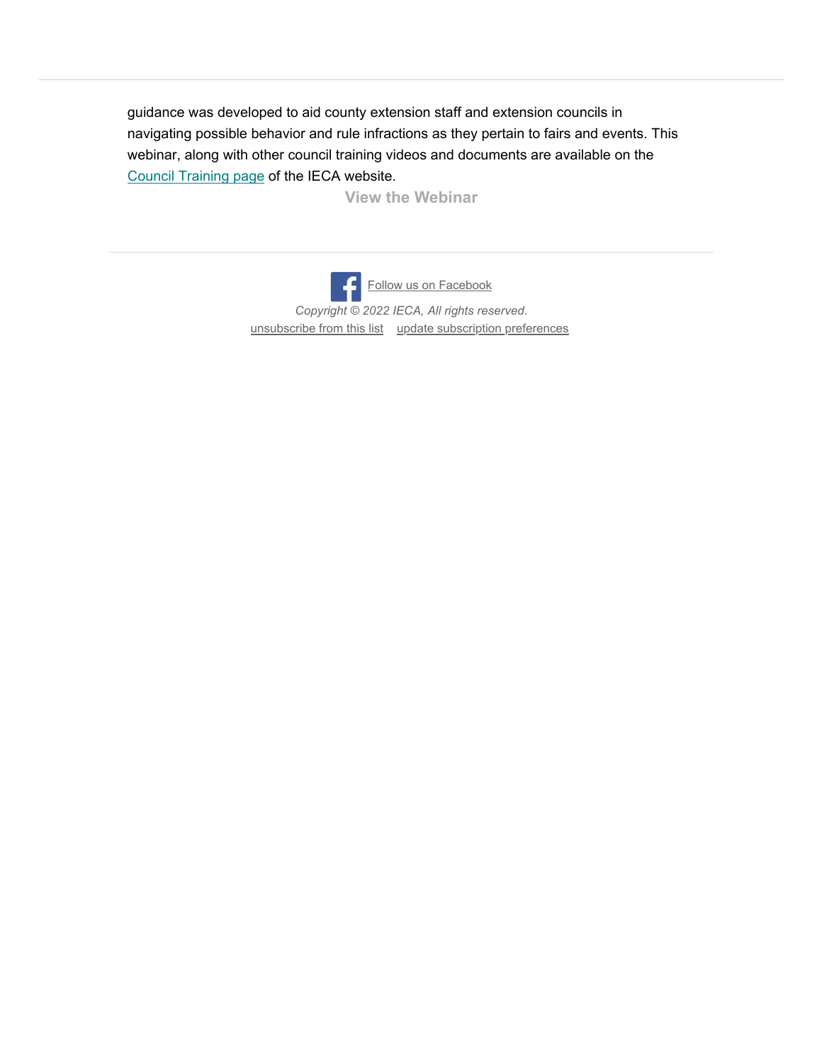guidance was developed to aid county extension staff and extension councils in navigating possible behavior and rule infractions as they pertain to fairs and events. This webinar, along with other council training videos and documents are available on the Council Training page of the IECA website.

**View the Webinar**

---

Follow us on Facebook

*Copyright © 2022 IECA, All rights reserved.*

unsubscribe from this list    update subscription preferences